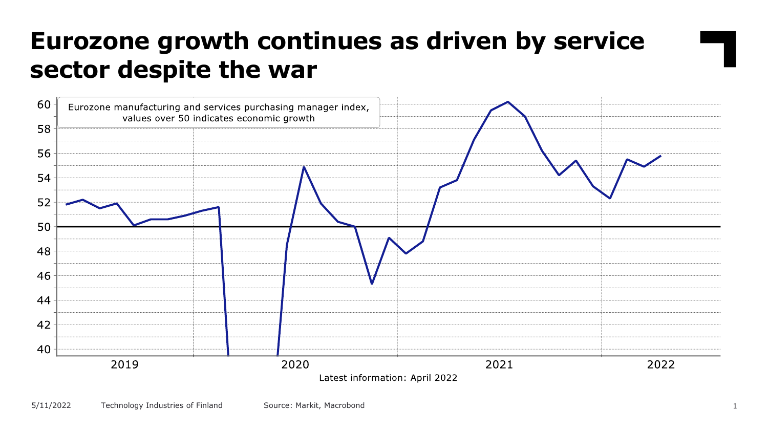# Eurozone growth continues as driven by service sector despite the war

Eurozone manufacturing and services purchasing manager index, values over 50 indicates economic growth

Latest information: April 2022

5/11/2022 Technology Industries of Finland Source: Markit, Macrobond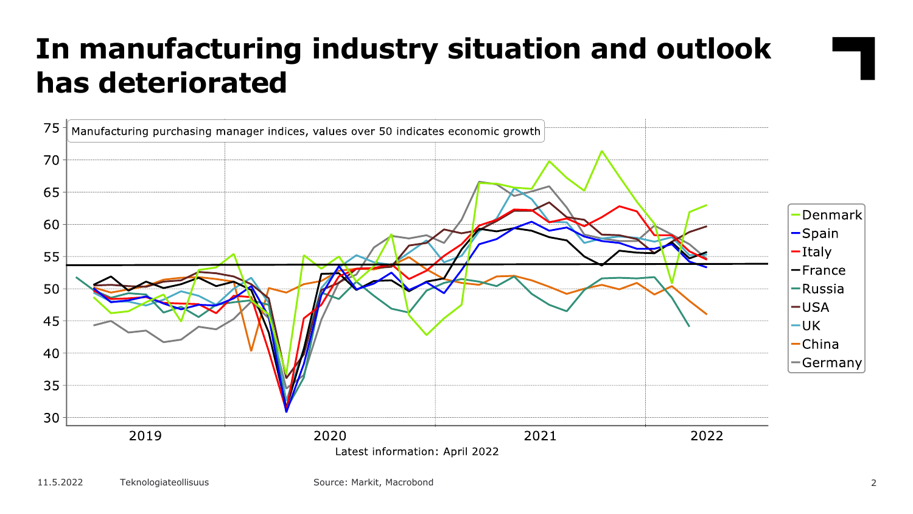# In manufacturing industry situation and outlook has deteriorated

Manufacturing purchasing manager indices, values over 50 indicates economic growth

Latest information: April 2022

Source: Markit, Macrobond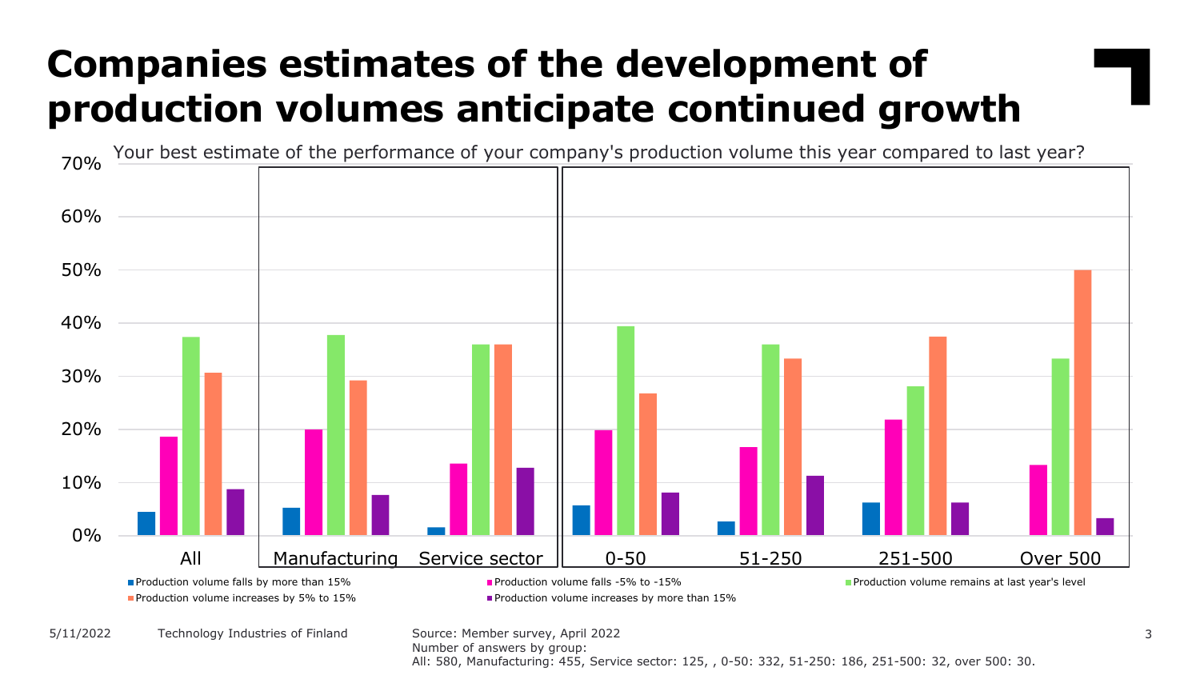# Companies estimates of the development of production volumes anticipate continued growth

Your best estimate of the performance of your company's production volume this year compared to last year?

| | Production volume falls by more than 15% | Production volume falls -5% to -15% | Production volume remains at last year's level | Production volume increases by 5% to 15% | Production volume increases by more than 15% |
|---|---|---|---|---|---|
| All | | | | | |
| Manufacturing | | | | | |
| Service sector | | | | | |
| 0-50 | | | | | |
| 51-250 | | | | | |
| 251-500 | | | | | |
| Over 500 | | | | | |

Source: Member survey, April 2022
Number of answers by group:
All: 580, Manufacturing: 455, Service sector: 125, , 0-50: 332, 51-250: 186, 251-500: 32, over 500: 30.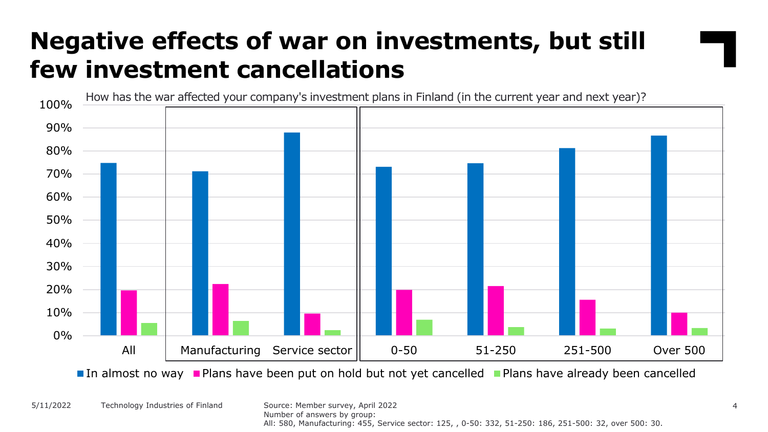# Negative effects of war on investments, but still few investment cancellations

How has the war affected your company's investment plans in Finland (in the current year and next year)?

| | All | Manufacturing | Service sector | 0-50 | 51-250 | 251-500 | Over 500 |
|---|---|---|---|---|---|---|---|
| In almost no way | 75% | 71% | 88% | 73% | 75% | 81% | 87% |
| Plans have been put on hold but not yet cancelled | 20% | 22% | 10% | 20% | 22% | 16% | 10% |
| Plans have already been cancelled | 6% | 6% | 2% | 7% | 4% | 3% | 3% |

5/11/2022 Technology Industries of Finland

Source: Member survey, April 2022
Number of answers by group:
All: 580, Manufacturing: 455, Service sector: 125, , 0-50: 332, 51-250: 186, 251-500: 32, over 500: 30.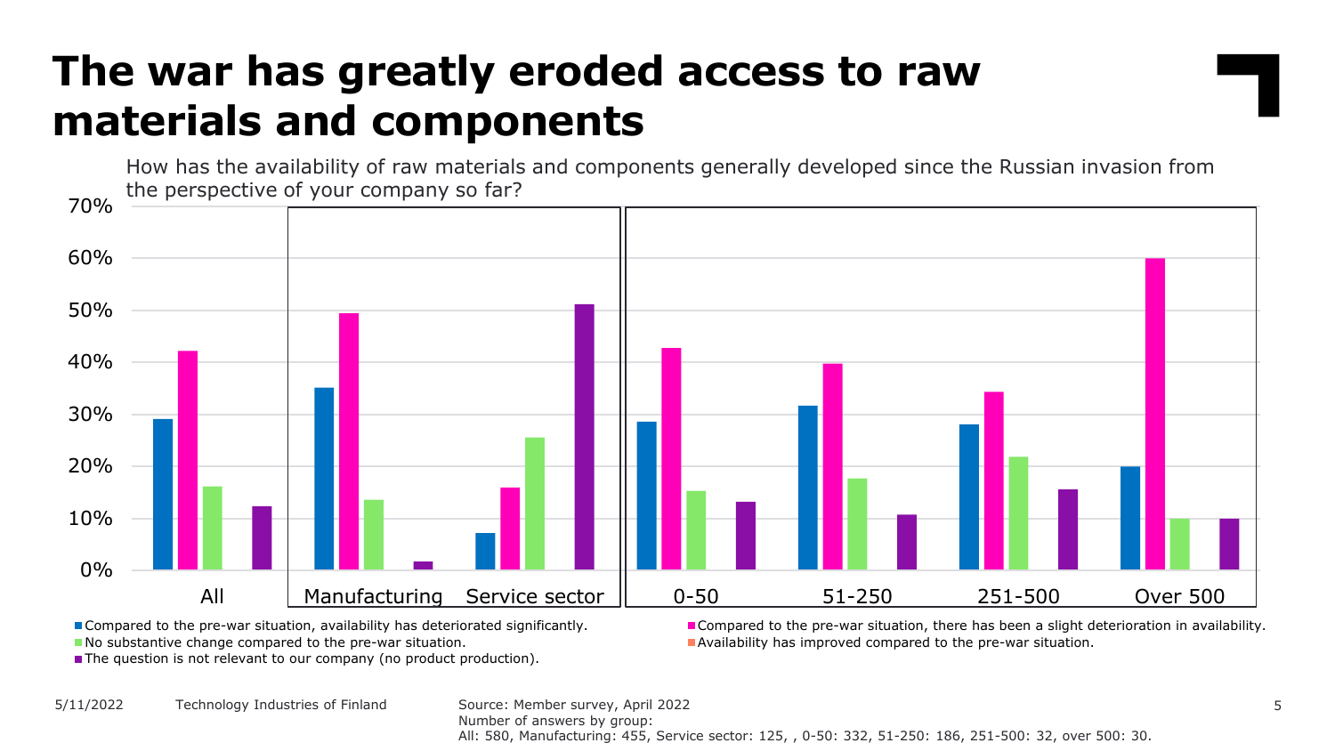# The war has greatly eroded access to raw materials and components

How has the availability of raw materials and components generally developed since the Russian invasion from the perspective of your company so far?

| | All | Manufacturing | Service sector | 0-50 | 51-250 | 251-500 | Over 500 |
|---|---|---|---|---|---|---|---|
| Compared to the pre-war situation, availability has deteriorated significantly. | 29% | 35% | 7% | 29% | 32% | 28% | 20% |
| Compared to the pre-war situation, there has been a slight deterioration in availability. | 42% | 49% | 16% | 43% | 40% | 34% | 60% |
| No substantive change compared to the pre-war situation. | 16% | 14% | 26% | 15% | 18% | 22% | 10% |
| Availability has improved compared to the pre-war situation. | 0% | 0% | 0% | 0% | 0% | 0% | 0% |
| The question is not relevant to our company (no product production). | 12% | 2% | 51% | 13% | 11% | 16% | 10% |

Source: Member survey, April 2022
Number of answers by group:
All: 580, Manufacturing: 455, Service sector: 125, , 0-50: 332, 51-250: 186, 251-500: 32, over 500: 30.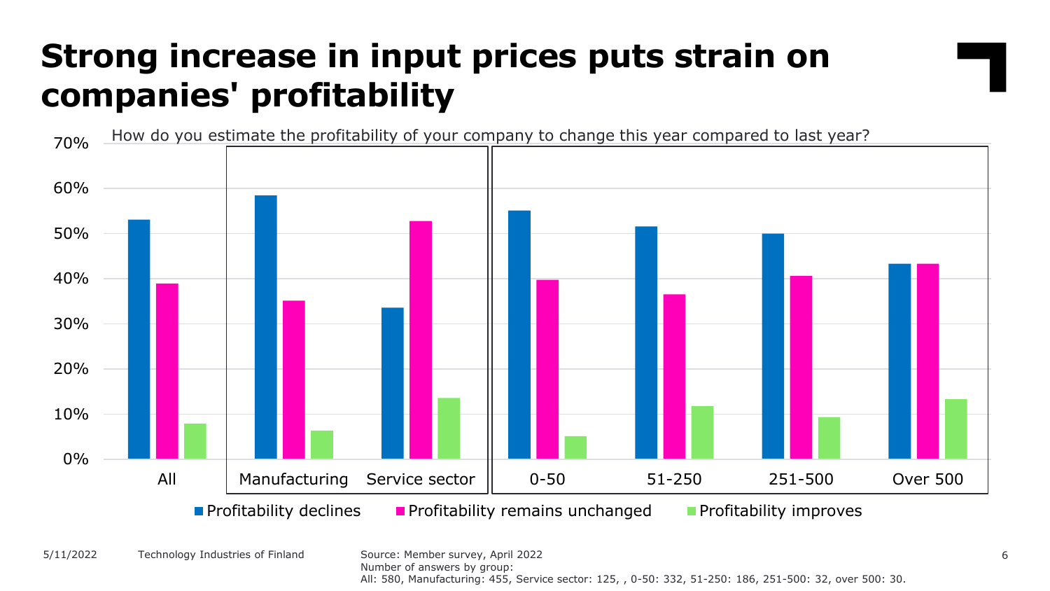# Strong increase in input prices puts strain on companies' profitability

How do you estimate the profitability of your company to change this year compared to last year?

| | Profitability declines | Profitability remains unchanged | Profitability improves |
|---|---|---|---|
| All | 53% | 39% | 8% |
| Manufacturing | 58.5% | 35% | 6.5% |
| Service sector | 33.5% | 53% | 13.5% |
| 0-50 | 55% | 40% | 5% |
| 51-250 | 51.5% | 36.5% | 12% |
| 251-500 | 50% | 40.5% | 9.5% |
| Over 500 | 43.5% | 43.5% | 13.5% |

Technology Industries of Finland

Source: Member survey, April 2022
Number of answers by group:
All: 580, Manufacturing: 455, Service sector: 125, , 0-50: 332, 51-250: 186, 251-500: 32, over 500: 30.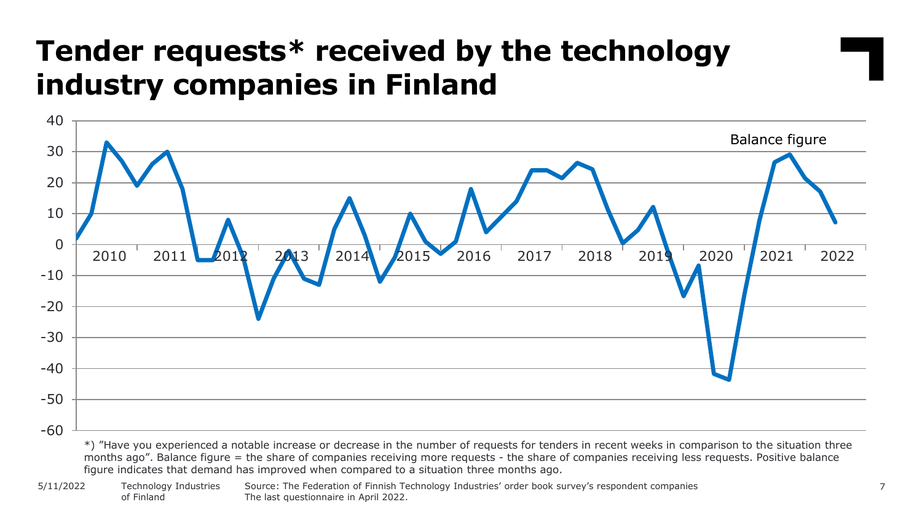# Tender requests* received by the technology industry companies in Finland

*) "Have you experienced a notable increase or decrease in the number of requests for tenders in recent weeks in comparison to the situation three months ago". Balance figure = the share of companies receiving more requests - the share of companies receiving less requests. Positive balance figure indicates that demand has improved when compared to a situation three months ago.

Source: The Federation of Finnish Technology Industries' order book survey's respondent companies
The last questionnaire in April 2022.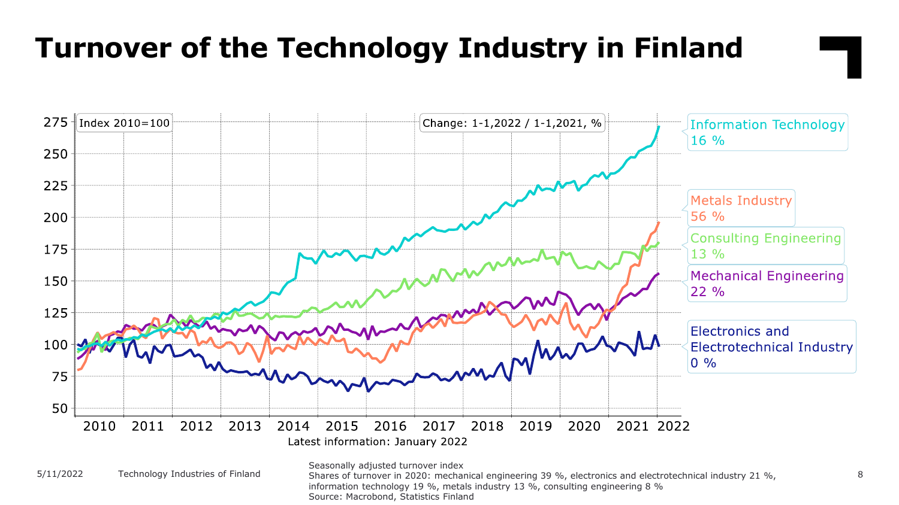# Turnover of the Technology Industry in Finland

Index 2010=100

Change: 1-1,2022 / 1-1,2021, %

- Information Technology 16 %
- Metals Industry 56 %
- Consulting Engineering 13 %
- Mechanical Engineering 22 %
- Electronics and Electrotechnical Industry 0 %

Latest information: January 2022

Seasonally adjusted turnover index
Shares of turnover in 2020: mechanical engineering 39 %, electronics and electrotechnical industry 21 %, information technology 19 %, metals industry 13 %, consulting engineering 8 %
Source: Macrobond, Statistics Finland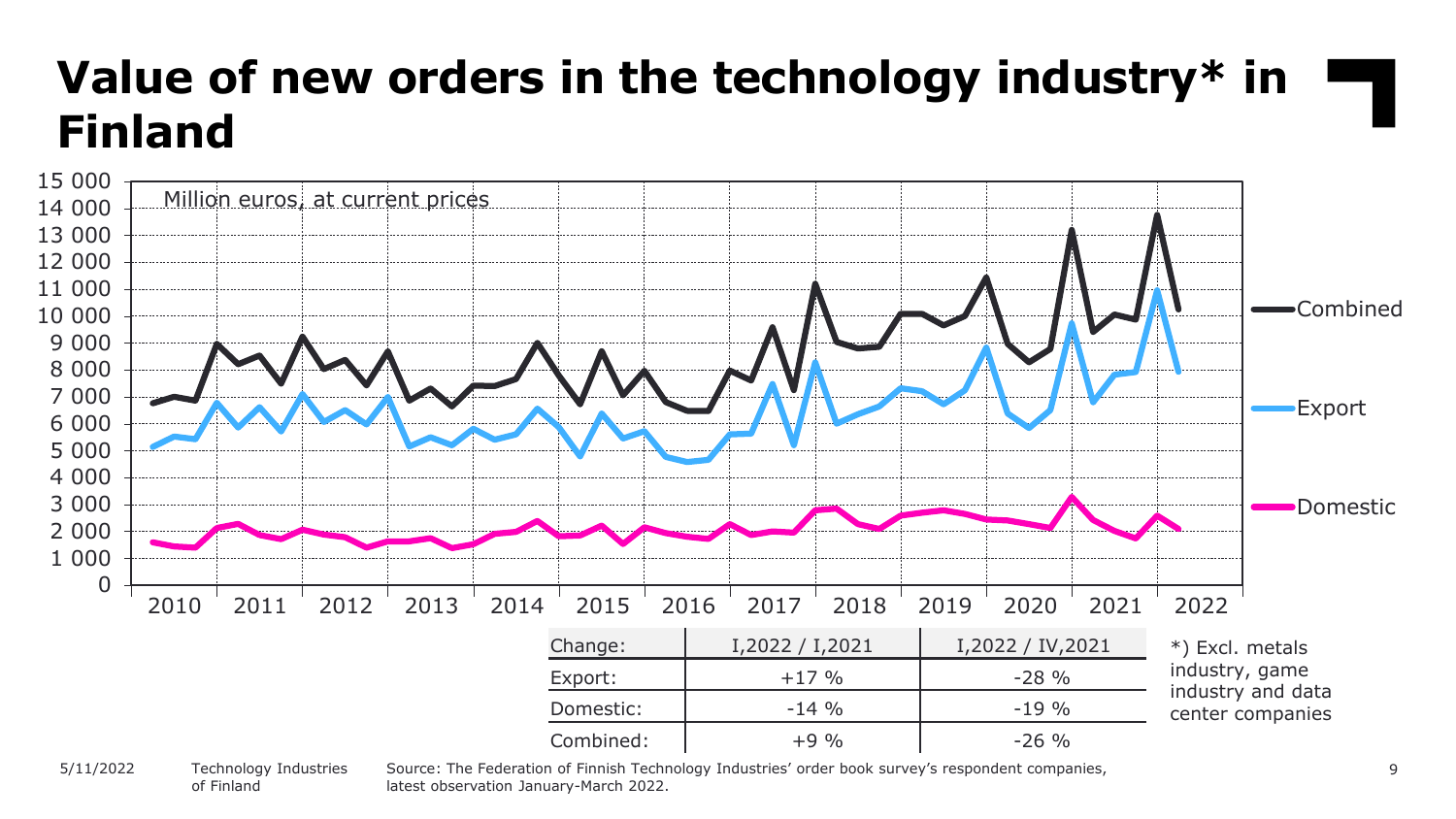# Value of new orders in the technology industry* in Finland

Million euros, at current prices

| Change: | I,2022 / I,2021 | I,2022 / IV,2021 |
|---|---|---|
| Export: | +17 % | -28 % |
| Domestic: | -14 % | -19 % |
| Combined: | +9 % | -26 % |

*) Excl. metals industry, game industry and data center companies

Source: The Federation of Finnish Technology Industries' order book survey's respondent companies, latest observation January-March 2022.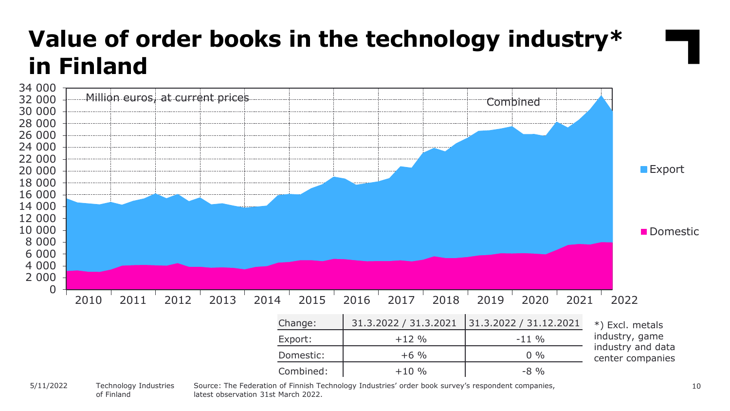# Value of order books in the technology industry* in Finland

Million euros, at current prices

Combined

Export

Domestic

| Change: | 31.3.2022 / 31.3.2021 | 31.3.2022 / 31.12.2021 |
|---|---|---|
| Export: | +12 % | -11 % |
| Domestic: | +6 % | 0 % |
| Combined: | +10 % | -8 % |

*) Excl. metals industry, game industry and data center companies

Source: The Federation of Finnish Technology Industries' order book survey's respondent companies, latest observation 31st March 2022.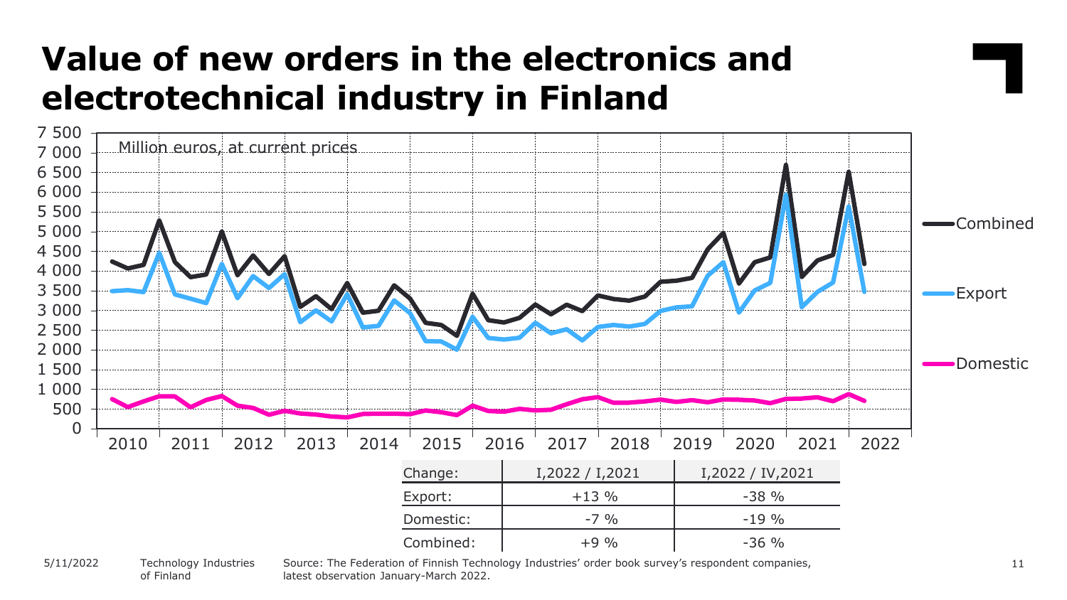# Value of new orders in the electronics and electrotechnical industry in Finland

Million euros, at current prices

| Change: | I,2022 / I,2021 | I,2022 / IV,2021 |
| --- | --- | --- |
| Export: | +13 % | -38 % |
| Domestic: | -7 % | -19 % |
| Combined: | +9 % | -36 % |

5/11/2022 Technology Industries of Finland

Source: The Federation of Finnish Technology Industries' order book survey's respondent companies, latest observation January-March 2022.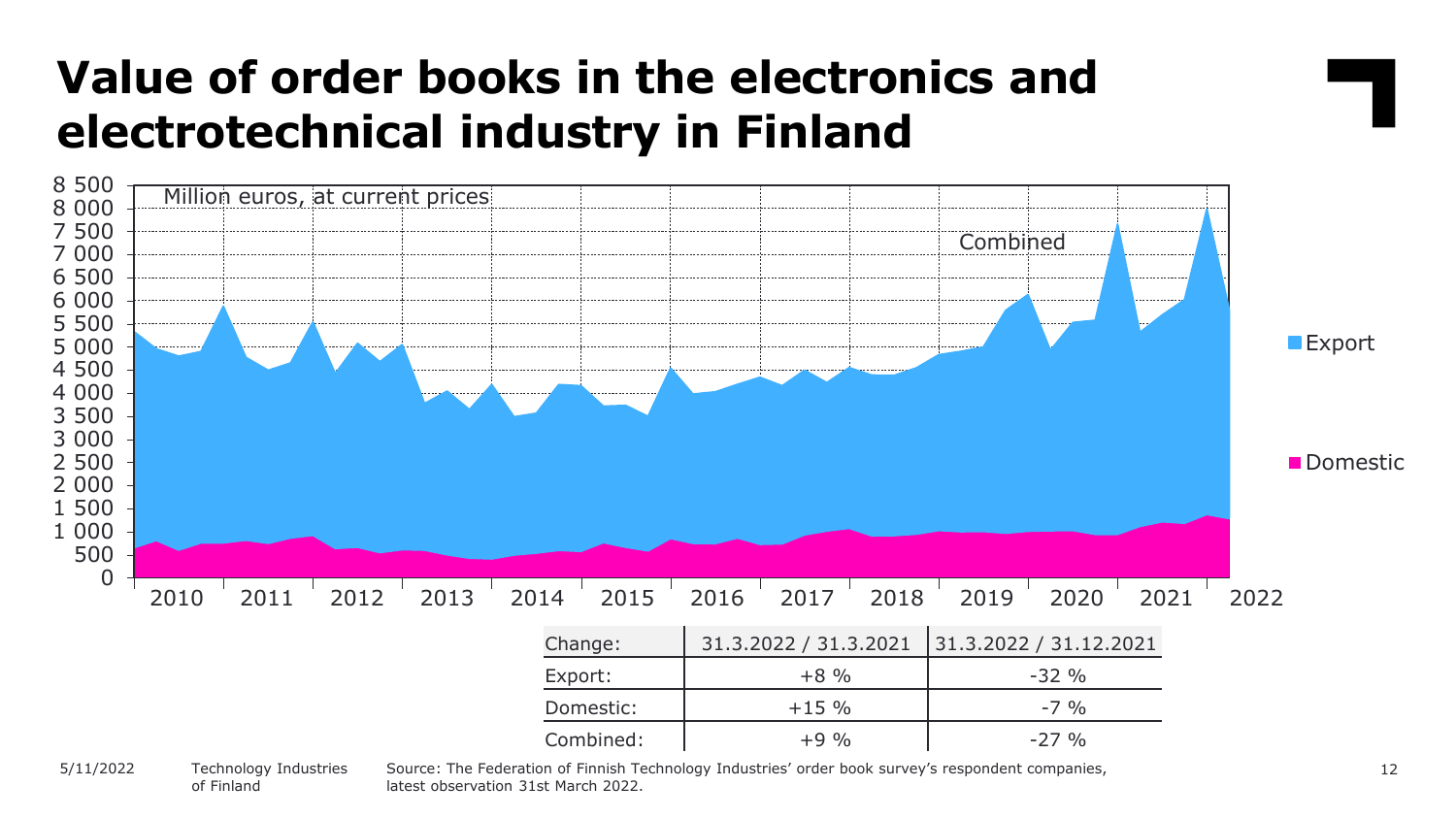# Value of order books in the electronics and electrotechnical industry in Finland

Million euros, at current prices

| Change: | 31.3.2022 / 31.3.2021 | 31.3.2022 / 31.12.2021 |
|---|---|---|
| Export: | +8 % | -32 % |
| Domestic: | +15 % | -7 % |
| Combined: | +9 % | -27 % |

Source: The Federation of Finnish Technology Industries' order book survey's respondent companies, latest observation 31st March 2022.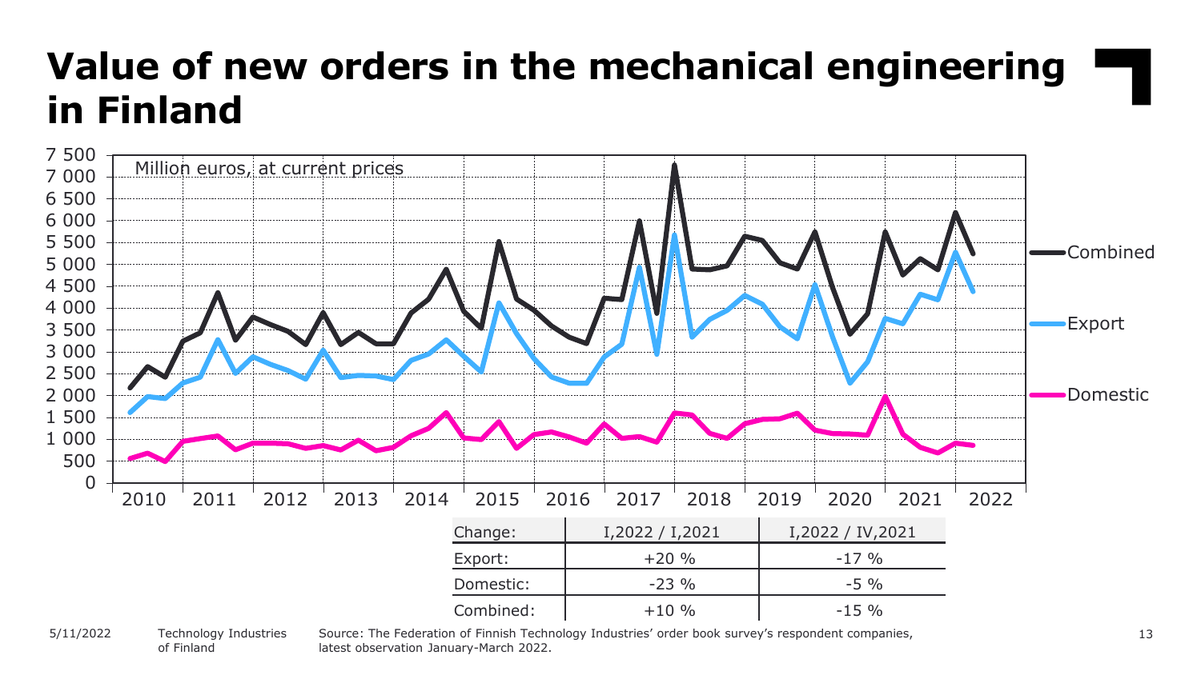# Value of new orders in the mechanical engineering in Finland

Million euros, at current prices

| Change: | I,2022 / I,2021 | I,2022 / IV,2021 |
|---|---|---|
| Export: | +20 % | -17 % |
| Domestic: | -23 % | -5 % |
| Combined: | +10 % | -15 % |

Source: The Federation of Finnish Technology Industries' order book survey's respondent companies, latest observation January-March 2022.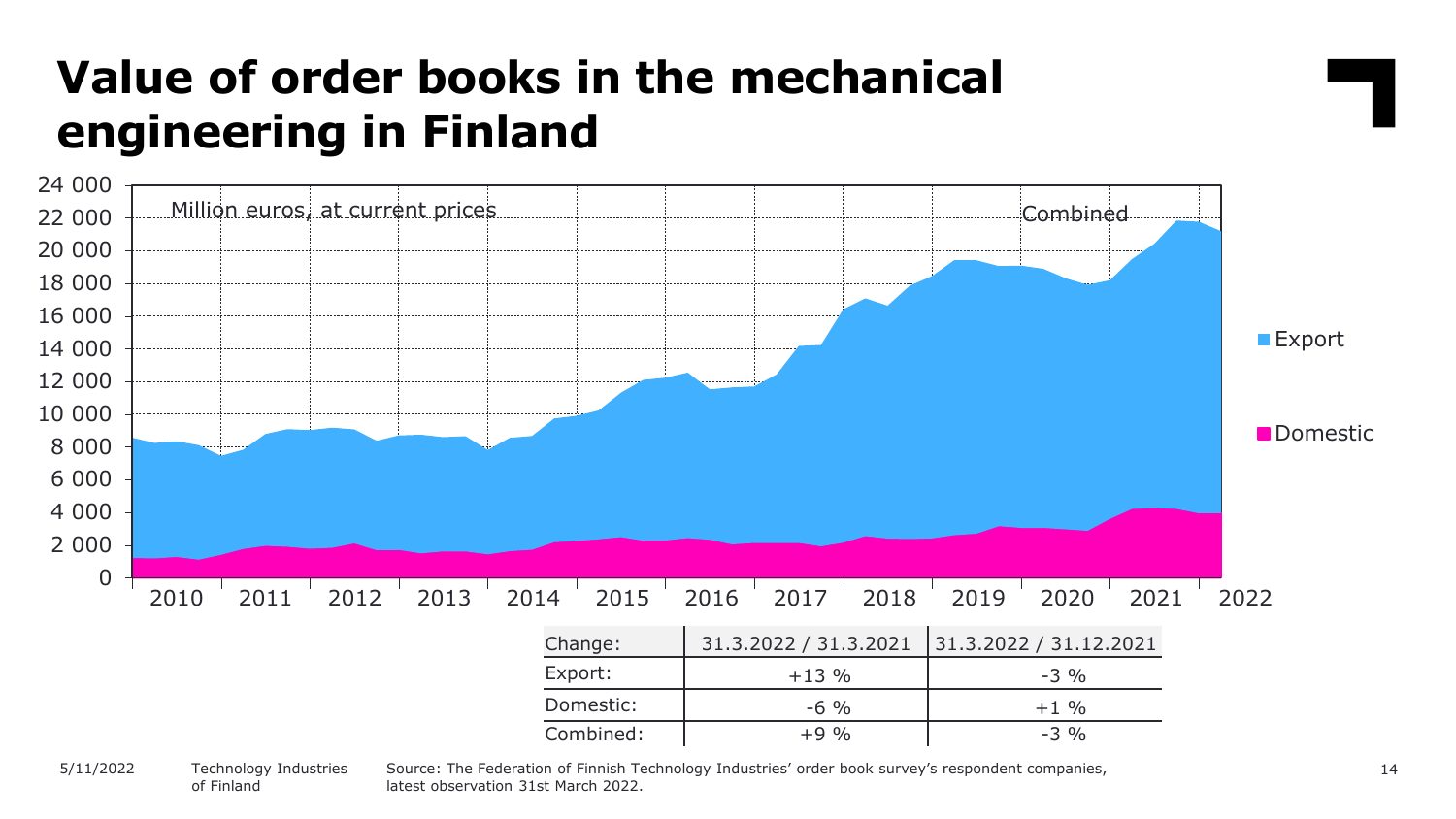# Value of order books in the mechanical engineering in Finland

Million euros, at current prices

Combined

- Export
- Domestic

| Change: | 31.3.2022 / 31.3.2021 | 31.3.2022 / 31.12.2021 |
|---|---|---|
| Export: | +13 % | -3 % |
| Domestic: | -6 % | +1 % |
| Combined: | +9 % | -3 % |

Source: The Federation of Finnish Technology Industries' order book survey's respondent companies, latest observation 31st March 2022.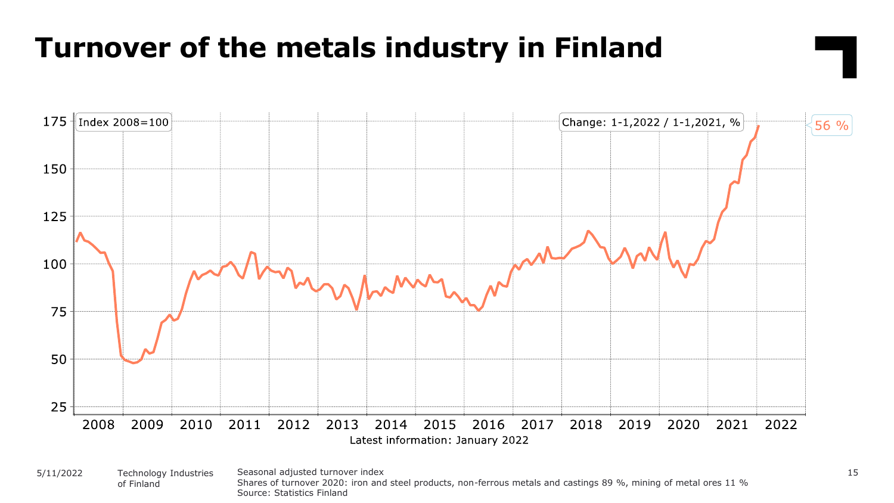# Turnover of the metals industry in Finland

Index 2008=100

Change: 1-1,2022 / 1-1,2021, %

56 %

Latest information: January 2022

Seasonal adjusted turnover index
Shares of turnover 2020: iron and steel products, non-ferrous metals and castings 89 %, mining of metal ores 11 %
Source: Statistics Finland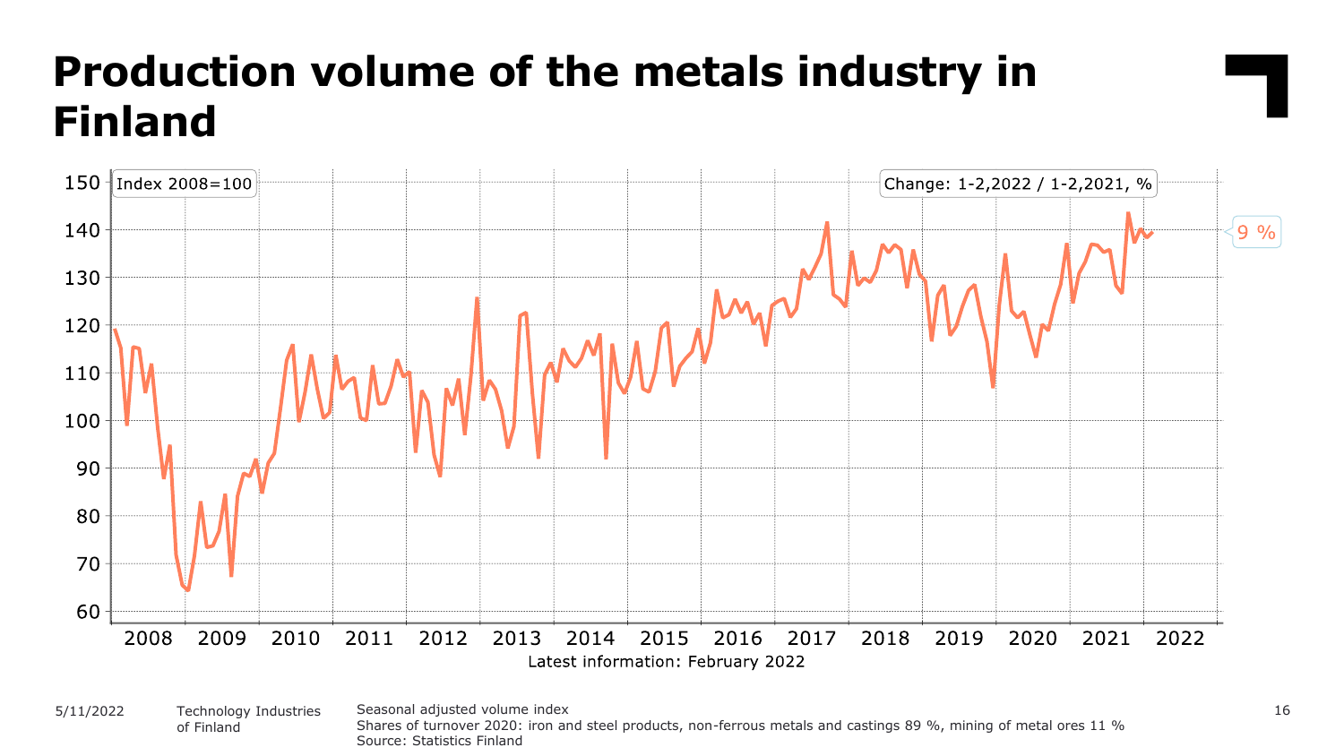# Production volume of the metals industry in Finland

Index 2008=100

Change: 1-2,2022 / 1-2,2021, %

9 %

Latest information: February 2022

Seasonal adjusted volume index
Shares of turnover 2020: iron and steel products, non-ferrous metals and castings 89 %, mining of metal ores 11 %
Source: Statistics Finland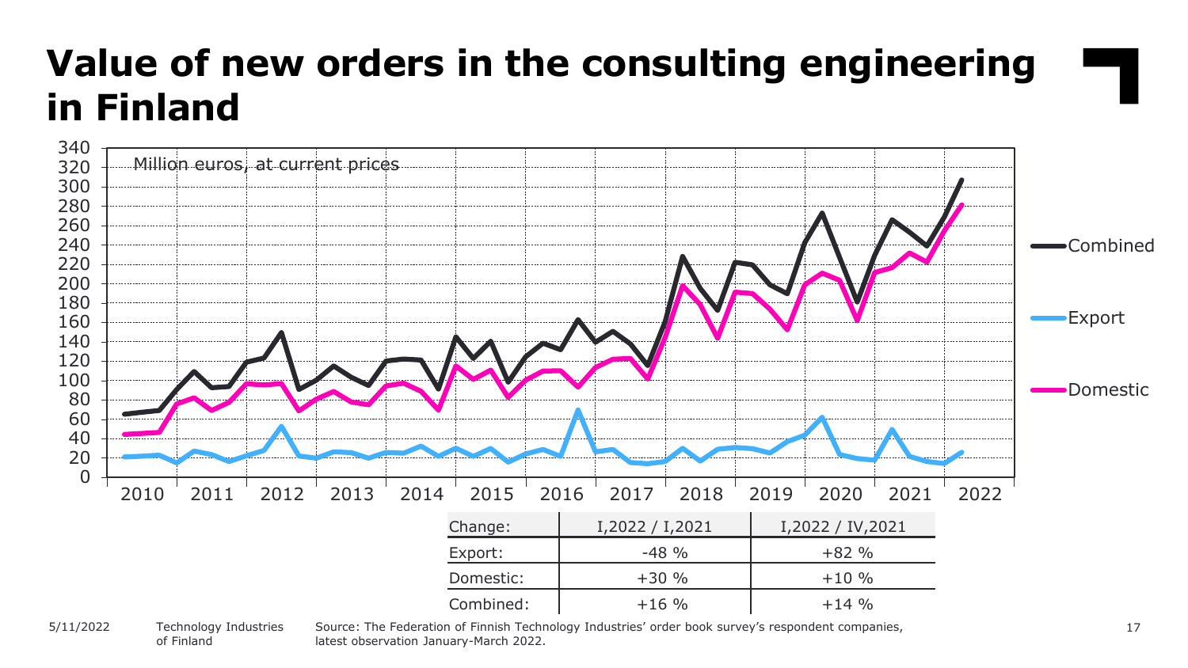# Value of new orders in the consulting engineering in Finland

Million euros, at current prices

| Change: | I,2022 / I,2021 | I,2022 / IV,2021 |
|---|---|---|
| Export: | -48 % | +82 % |
| Domestic: | +30 % | +10 % |
| Combined: | +16 % | +14 % |

Source: The Federation of Finnish Technology Industries' order book survey's respondent companies, latest observation January-March 2022.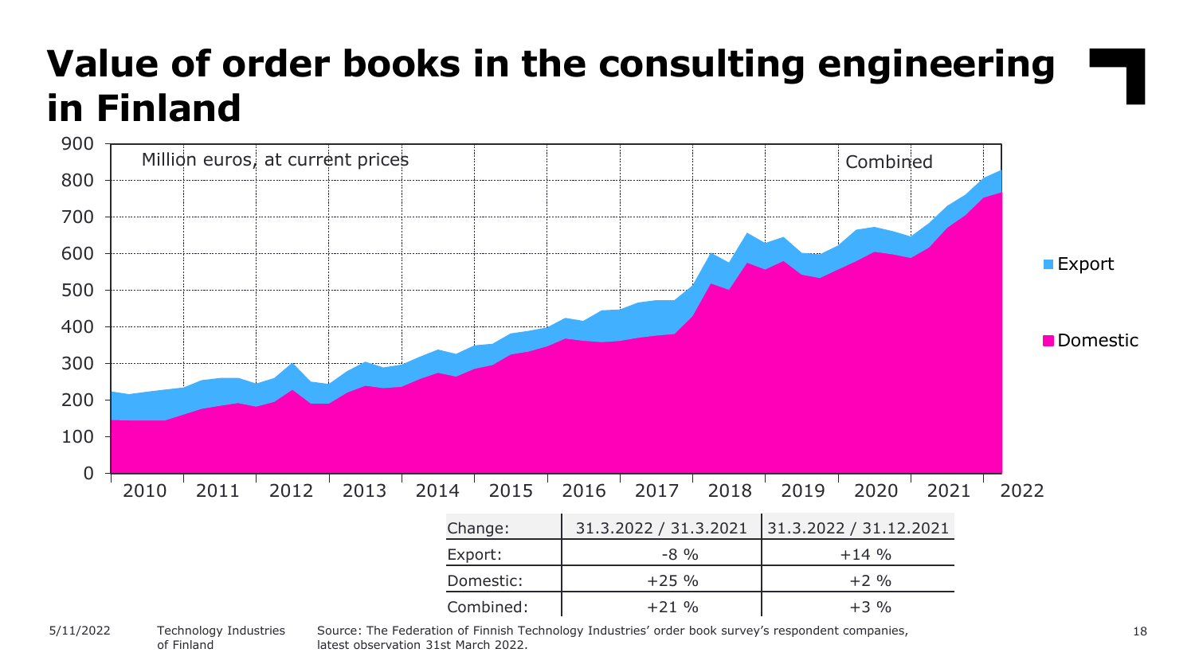# Value of order books in the consulting engineering in Finland

Million euros, at current prices

Combined

Export

Domestic

| Change: | 31.3.2022 / 31.3.2021 | 31.3.2022 / 31.12.2021 |
|---|---|---|
| Export: | -8 % | +14 % |
| Domestic: | +25 % | +2 % |
| Combined: | +21 % | +3 % |

Source: The Federation of Finnish Technology Industries' order book survey's respondent companies, latest observation 31st March 2022.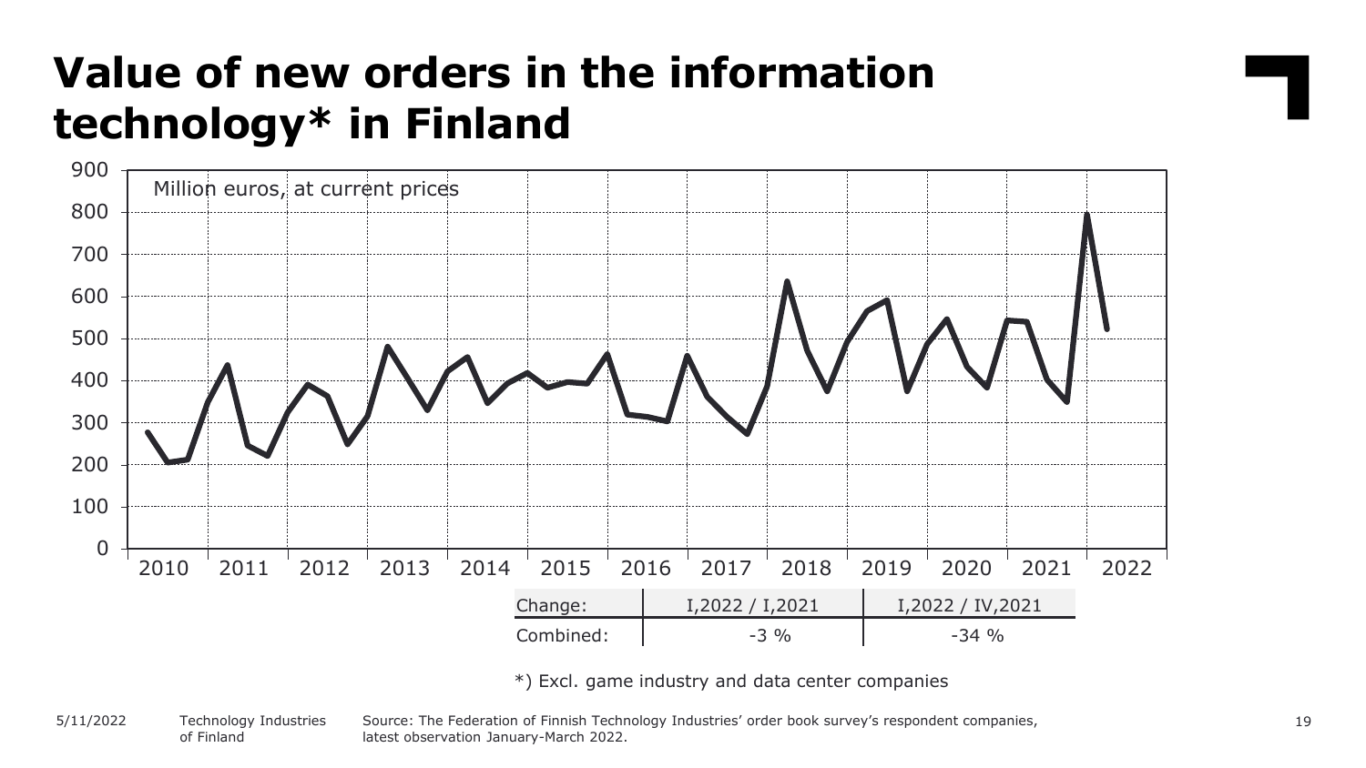# Value of new orders in the information technology* in Finland

Million euros, at current prices

| Change: | I,2022 / I,2021 | I,2022 / IV,2021 |
|---|---|---|
| Combined: | -3 % | -34 % |

*) Excl. game industry and data center companies

Source: The Federation of Finnish Technology Industries' order book survey's respondent companies, latest observation January-March 2022.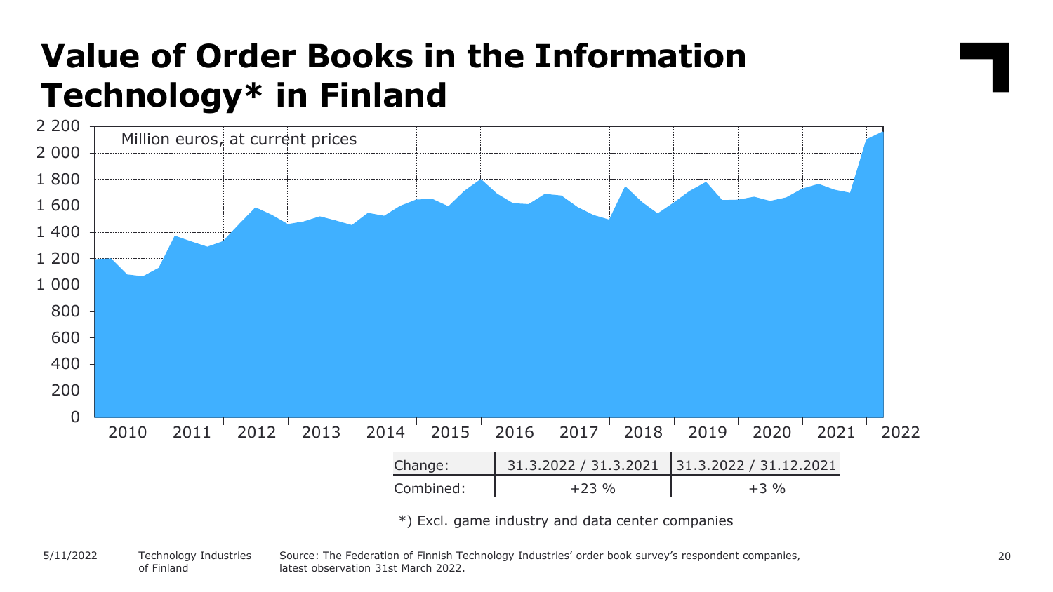# Value of Order Books in the Information Technology* in Finland

Million euros, at current prices

| Change: | 31.3.2022 / 31.3.2021 | 31.3.2022 / 31.12.2021 |
|---|---|---|
| Combined: | +23 % | +3 % |

*) Excl. game industry and data center companies

Source: The Federation of Finnish Technology Industries' order book survey's respondent companies, latest observation 31st March 2022.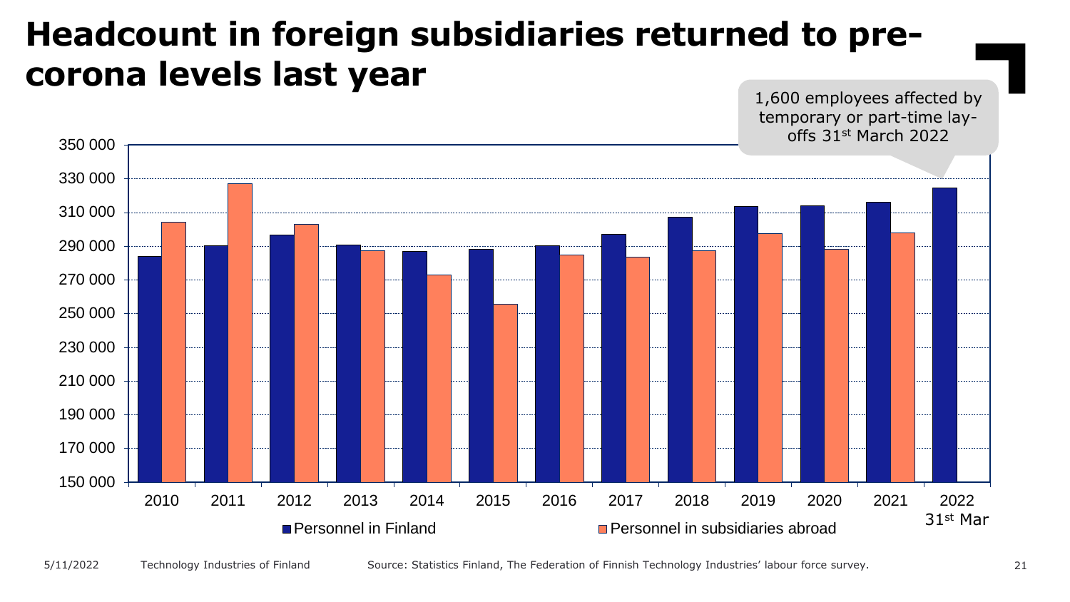# Headcount in foreign subsidiaries returned to pre-corona levels last year

1,600 employees affected by temporary or part-time lay-offs 31st March 2022

350 000
330 000
310 000
290 000
270 000
250 000
230 000
210 000
190 000
170 000
150 000

2010 2011 2012 2013 2014 2015 2016 2017 2018 2019 2020 2021 2022 31st Mar

Personnel in Finland
Personnel in subsidiaries abroad

Source: Statistics Finland, The Federation of Finnish Technology Industries' labour force survey.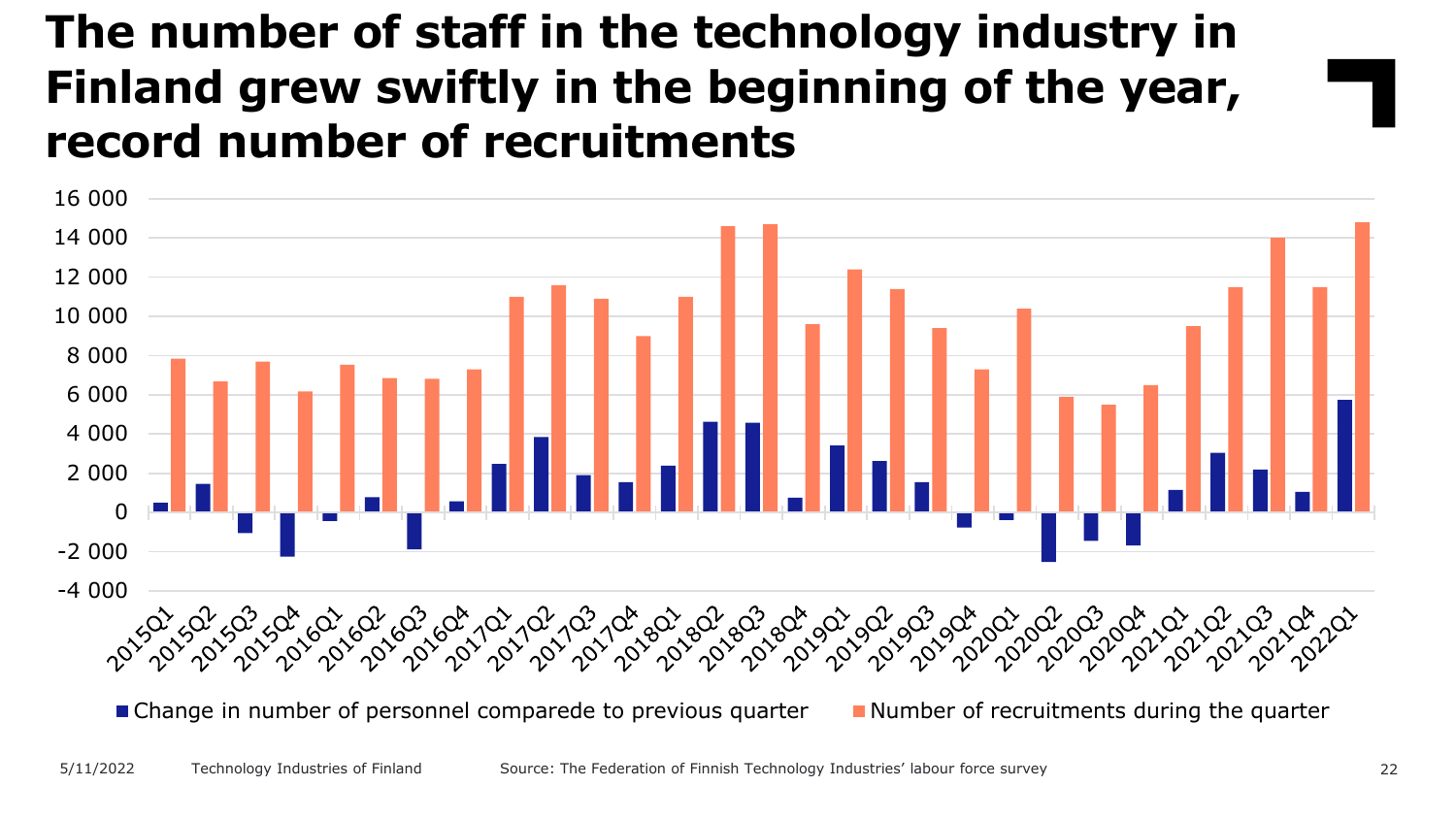# The number of staff in the technology industry in Finland grew swiftly in the beginning of the year, record number of recruitments

16 000
14 000
12 000
10 000
8 000
6 000
4 000
2 000
0
-2 000
-4 000

2015Q1 2015Q2 2015Q3 2015Q4 2016Q1 2016Q2 2016Q3 2016Q4 2017Q1 2017Q2 2017Q3 2017Q4 2018Q1 2018Q2 2018Q3 2018Q4 2019Q1 2019Q2 2019Q3 2019Q4 2020Q1 2020Q2 2020Q3 2020Q4 2021Q1 2021Q2 2021Q3 2021Q4 2022Q1

■ Change in number of personnel comparede to previous quarter ■ Number of recruitments during the quarter

5/11/2022 Technology Industries of Finland Source: The Federation of Finnish Technology Industries' labour force survey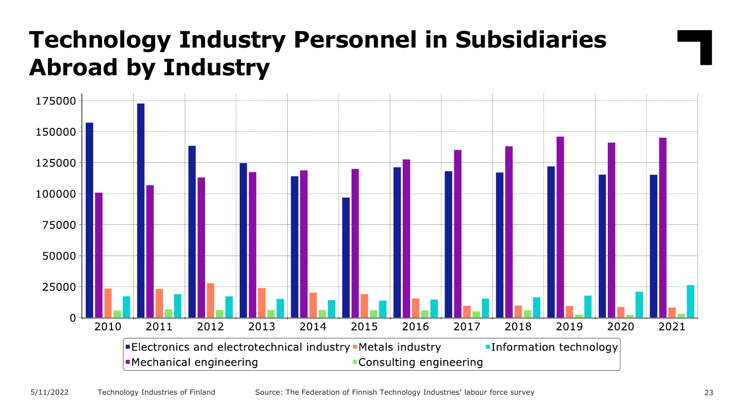# Technology Industry Personnel in Subsidiaries Abroad by Industry

Source: The Federation of Finnish Technology Industries' labour force survey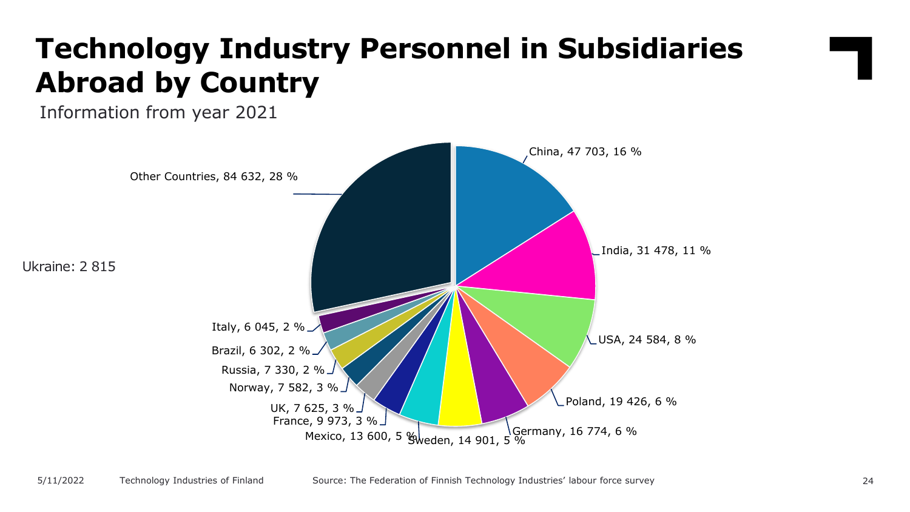# Technology Industry Personnel in Subsidiaries Abroad by Country

Information from year 2021

Other Countries, 84 632, 28 %

China, 47 703, 16 %

India, 31 478, 11 %

USA, 24 584, 8 %

Poland, 19 426, 6 %

Germany, 16 774, 6 %

Sweden, 14 901, 5 %

Mexico, 13 600, 5 %

France, 9 973, 3 %

UK, 7 625, 3 %

Norway, 7 582, 3 %

Russia, 7 330, 2 %

Brazil, 6 302, 2 %

Italy, 6 045, 2 %

Ukraine: 2 815

Source: The Federation of Finnish Technology Industries' labour force survey